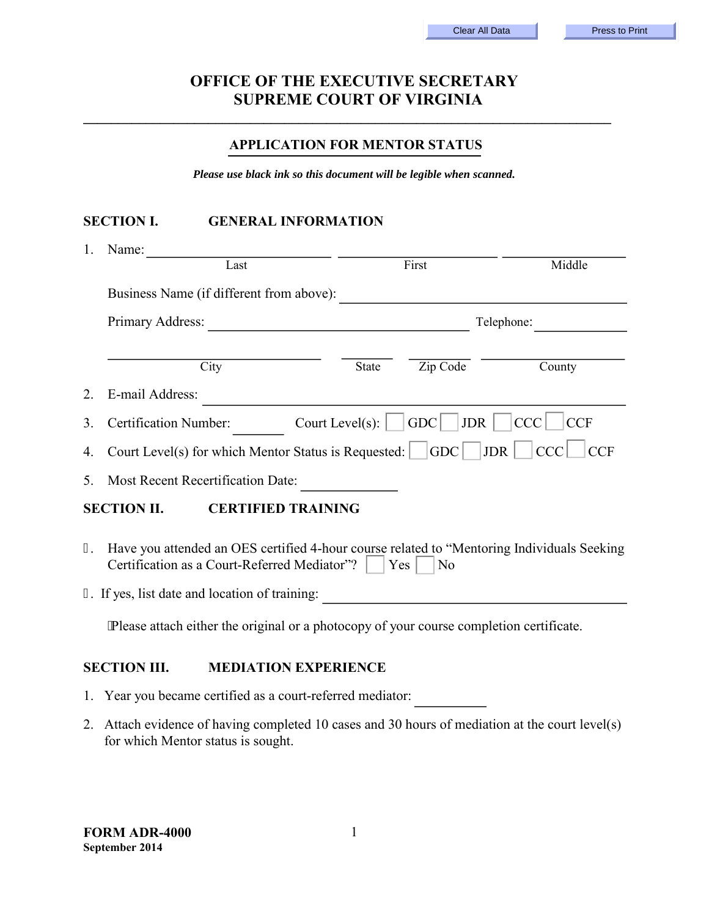# OFFICE OF THE EXECUTIVE SECRETARY
# SUPREME COURT OF VIRGINIA

## APPLICATION FOR MENTOR STATUS

***Please use black ink so this document will be legible when scanned.***

### SECTION I. GENERAL INFORMATION

1. Name: ______________________ ______________________ ______________________
   Last First Middle

   Business Name (if different from above): ______________________

   Primary Address: ______________________ Telephone: ______________

   ______________________ ________ ________ ______________________
   City State Zip Code County

2. E-mail Address: ______________________

3. Certification Number: ________ Court Level(s): ☐ GDC ☐ JDR ☐ CCC ☐ CCF

4. Court Level(s) for which Mentor Status is Requested: ☐ GDC ☐ JDR ☐ CCC ☐ CCF

5. Most Recent Recertification Date: ______________

### SECTION II. CERTIFIED TRAINING

. Have you attended an OES certified 4-hour course related to "Mentoring Individuals Seeking Certification as a Court-Referred Mediator"? ☐ Yes ☐ No

. If yes, list date and location of training: ______________________

Please attach either the original or a photocopy of your course completion certificate.

### SECTION III. MEDIATION EXPERIENCE

1. Year you became certified as a court-referred mediator: __________

2. Attach evidence of having completed 10 cases and 30 hours of mediation at the court level(s) for which Mentor status is sought.

**FORM ADR-4000**
**September 2014**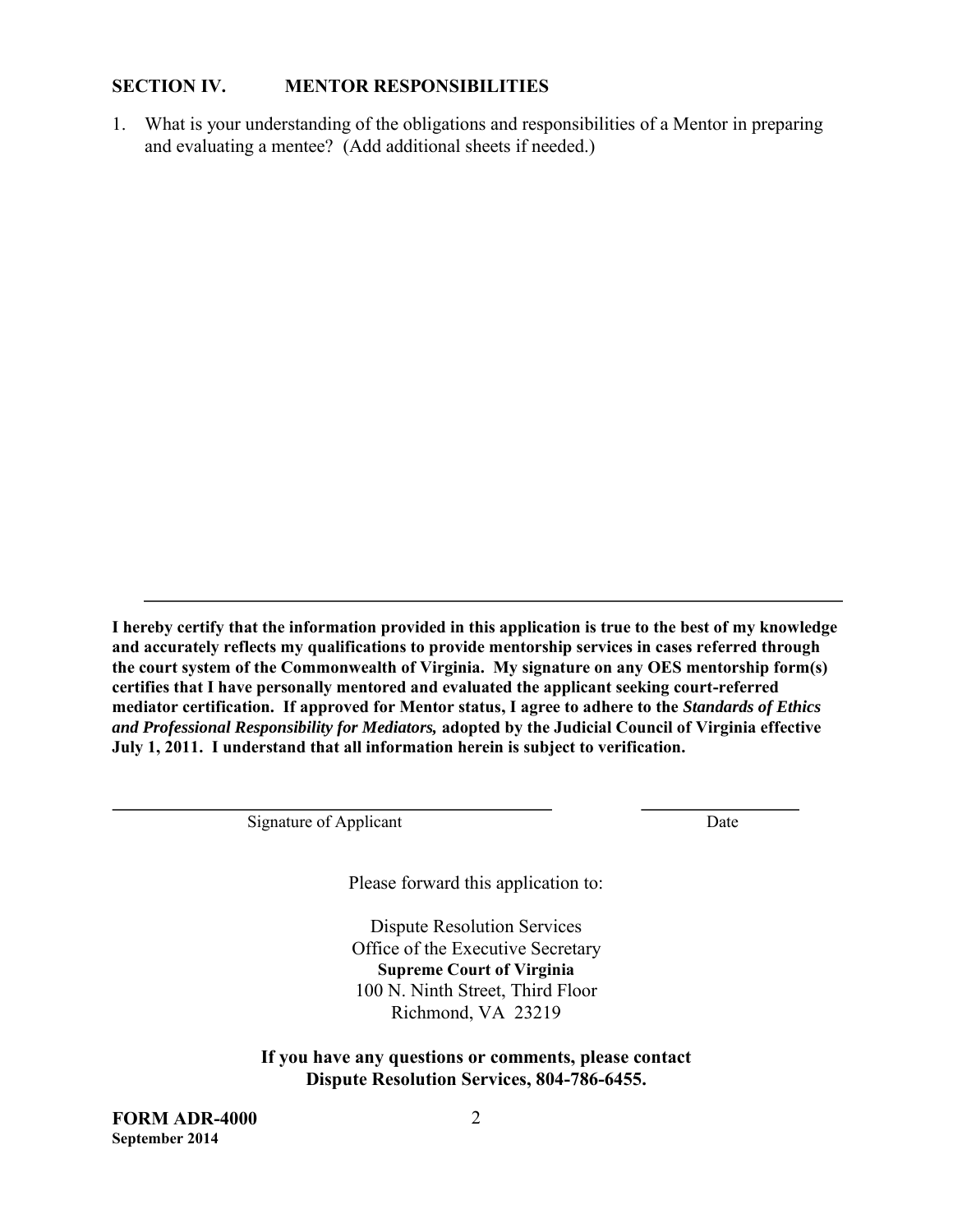## SECTION IV. MENTOR RESPONSIBILITIES

1. What is your understanding of the obligations and responsibilities of a Mentor in preparing and evaluating a mentee? (Add additional sheets if needed.)

---

**I hereby certify that the information provided in this application is true to the best of my knowledge and accurately reflects my qualifications to provide mentorship services in cases referred through the court system of the Commonwealth of Virginia. My signature on any OES mentorship form(s) certifies that I have personally mentored and evaluated the applicant seeking court-referred mediator certification. If approved for Mentor status, I agree to adhere to the *Standards of Ethics and Professional Responsibility for Mediators,* adopted by the Judicial Council of Virginia effective July 1, 2011. I understand that all information herein is subject to verification.**

\_\_\_\_\_\_\_\_\_\_\_\_\_\_\_\_\_\_\_\_\_\_\_\_\_\_\_\_\_\_\_\_\_\_\_\_ \_\_\_\_\_\_\_\_\_\_\_\_\_\_\_
Signature of Applicant Date

Please forward this application to:

Dispute Resolution Services
Office of the Executive Secretary
**Supreme Court of Virginia**
100 N. Ninth Street, Third Floor
Richmond, VA 23219

**If you have any questions or comments, please contact Dispute Resolution Services, 804-786-6455.**

**FORM ADR-4000**
**September 2014**